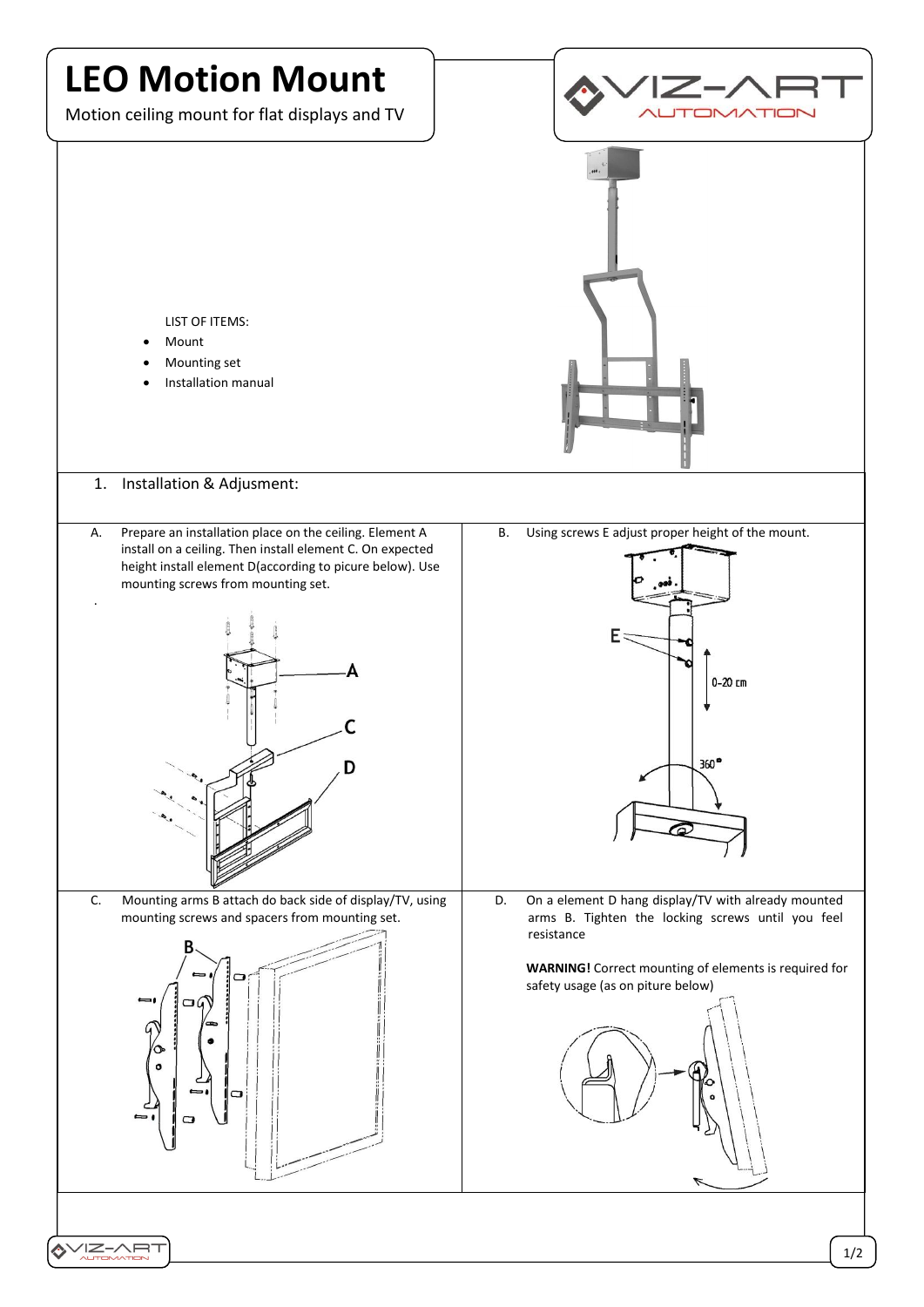# LEO Motion Mount

Motion ceiling mount for flat displays and TV

LIST OF ITEMS:

- Mount
- Mounting set
- Installation manual

1. Installation & Adjusment:

A. Prepare an installation place on the ceiling. Element A install on a ceiling. Then install element C. On expected height install element D(according to picure below). Use mounting screws from mounting set.

B. Using screws E adjust proper height of the mount.

C. Mounting arms B attach do back side of display/TV, using mounting screws and spacers from mounting set.

D. On a element D hang display/TV with already mounted arms B. Tighten the locking screws until you feel resistance

**WARNING!** Correct mounting of elements is required for safety usage (as on piture below)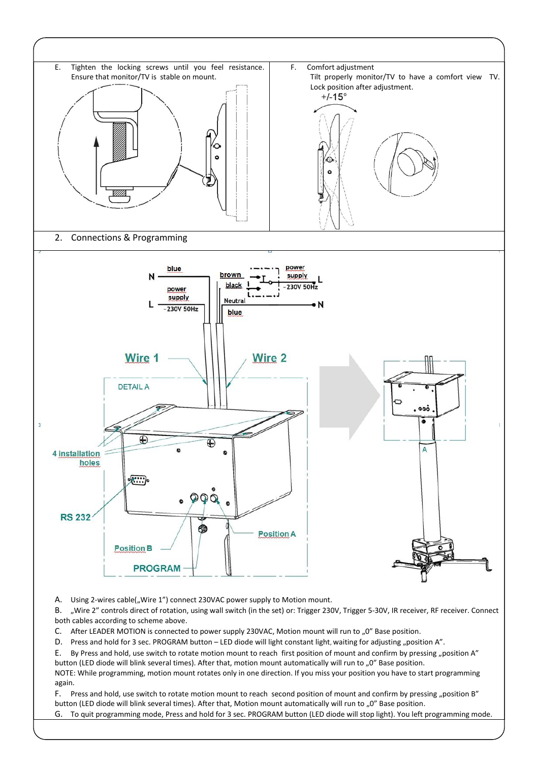E. Tighten the locking screws until you feel resistance. Ensure that monitor/TV is stable on mount.

F. Comfort adjustment
Tilt properly monitor/TV to have a comfort view TV. Lock position after adjustment.

## 2. Connections & Programming

A. Using 2-wires cable(„Wire 1") connect 230VAC power supply to Motion mount.

B. „Wire 2" controls direct of rotation, using wall switch (in the set) or: Trigger 230V, Trigger 5-30V, IR receiver, RF receiver. Connect both cables according to scheme above.

C. After LEADER MOTION is connected to power supply 230VAC, Motion mount will run to „0" Base position.

D. Press and hold for 3 sec. PROGRAM button – LED diode will light constant light, waiting for adjusting „position A".

E. By Press and hold, use switch to rotate motion mount to reach first position of mount and confirm by pressing „position A" button (LED diode will blink several times). After that, motion mount automatically will run to „0" Base position.
NOTE: While programming, motion mount rotates only in one direction. If you miss your position you have to start programming again.

F. Press and hold, use switch to rotate motion mount to reach second position of mount and confirm by pressing „position B" button (LED diode will blink several times). After that, Motion mount automatically will run to „0" Base position.

G. To quit programming mode, Press and hold for 3 sec. PROGRAM button (LED diode will stop light). You left programming mode.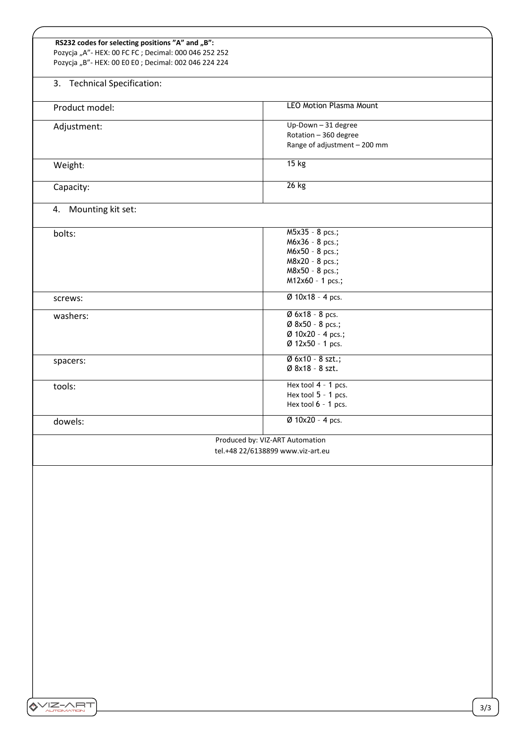**RS232 codes for selecting positions "A" and „B":**
Pozycja „A"- HEX: 00 FC FC ; Decimal: 000 046 252 252
Pozycja „B"- HEX: 00 E0 E0 ; Decimal: 002 046 224 224

## 3. Technical Specification:

| | |
|---|---|
| Product model: | LEO Motion Plasma Mount |
| Adjustment: | Up-Down – 31 degree<br>Rotation – 360 degree<br>Range of adjustment – 200 mm |
| Weight: | 15 kg |
| Capacity: | 26 kg |

## 4. Mounting kit set:

| | |
|---|---|
| bolts: | M5x35 - 8 pcs.;<br>M6x36 - 8 pcs.;<br>M6x50 - 8 pcs.;<br>M8x20 - 8 pcs.;<br>M8x50 - 8 pcs.;<br>M12x60 - 1 pcs.; |
| screws: | Ø 10x18 - 4 pcs. |
| washers: | Ø 6x18 - 8 pcs.<br>Ø 8x50 - 8 pcs.;<br>Ø 10x20 - 4 pcs.;<br>Ø 12x50 - 1 pcs. |
| spacers: | Ø 6x10 - 8 szt.;<br>Ø 8x18 - 8 szt. |
| tools: | Hex tool 4 - 1 pcs.<br>Hex tool 5 - 1 pcs.<br>Hex tool 6 - 1 pcs. |
| dowels: | Ø 10x20 - 4 pcs. |

Produced by: VIZ-ART Automation
tel.+48 22/6138899 www.viz-art.eu